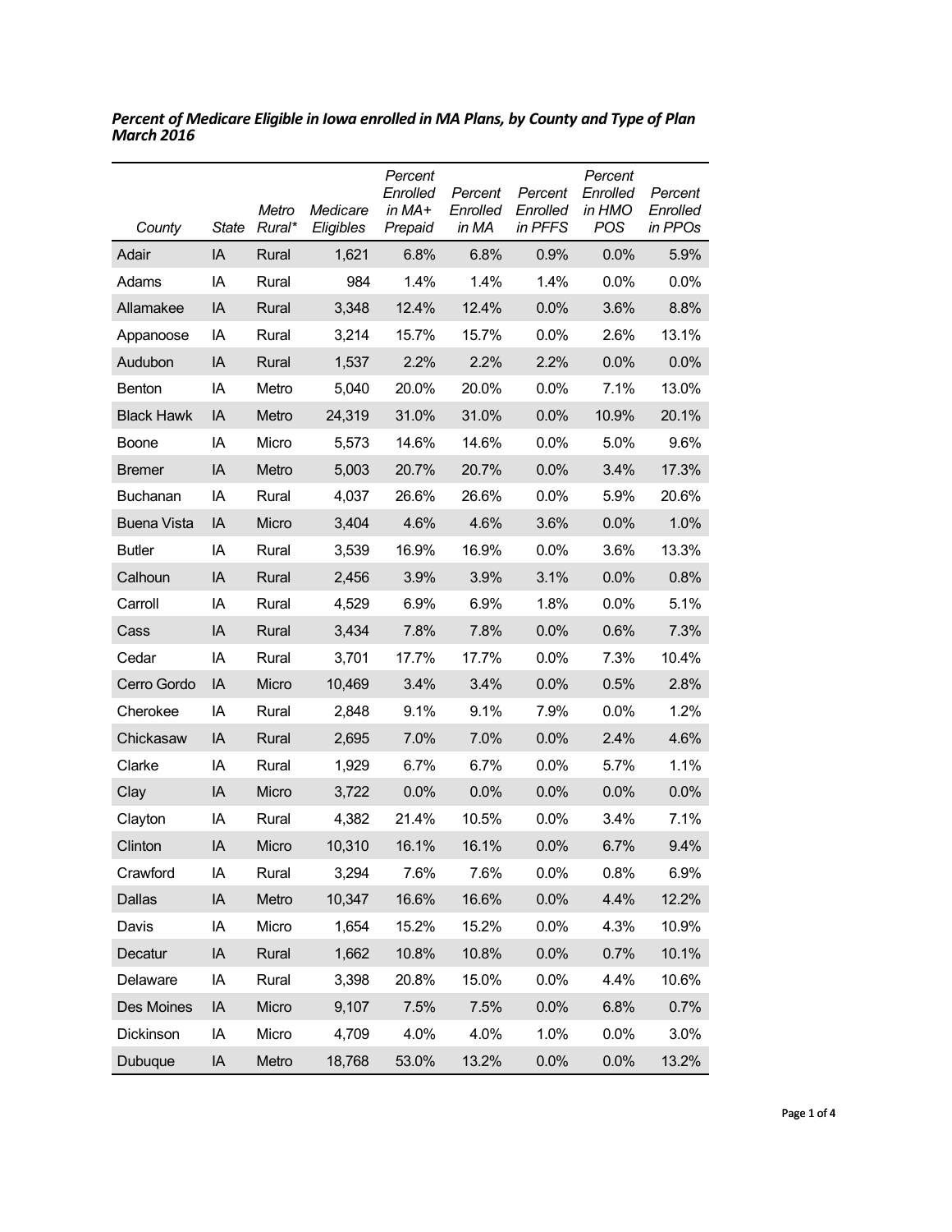***Percent of Medicare Eligible in Iowa enrolled in MA Plans, by County and Type of Plan March 2016***

| *County* | *State* | *Metro Rural** | *Medicare Eligibles* | *Percent Enrolled in MA+ Prepaid* | *Percent Enrolled in MA* | *Percent Enrolled in PFFS* | *Percent Enrolled in HMO POS* | *Percent Enrolled in PPOs* |
|---|---|---|---|---|---|---|---|---|
| Adair | IA | Rural | 1,621 | 6.8% | 6.8% | 0.9% | 0.0% | 5.9% |
| Adams | IA | Rural | 984 | 1.4% | 1.4% | 1.4% | 0.0% | 0.0% |
| Allamakee | IA | Rural | 3,348 | 12.4% | 12.4% | 0.0% | 3.6% | 8.8% |
| Appanoose | IA | Rural | 3,214 | 15.7% | 15.7% | 0.0% | 2.6% | 13.1% |
| Audubon | IA | Rural | 1,537 | 2.2% | 2.2% | 2.2% | 0.0% | 0.0% |
| Benton | IA | Metro | 5,040 | 20.0% | 20.0% | 0.0% | 7.1% | 13.0% |
| Black Hawk | IA | Metro | 24,319 | 31.0% | 31.0% | 0.0% | 10.9% | 20.1% |
| Boone | IA | Micro | 5,573 | 14.6% | 14.6% | 0.0% | 5.0% | 9.6% |
| Bremer | IA | Metro | 5,003 | 20.7% | 20.7% | 0.0% | 3.4% | 17.3% |
| Buchanan | IA | Rural | 4,037 | 26.6% | 26.6% | 0.0% | 5.9% | 20.6% |
| Buena Vista | IA | Micro | 3,404 | 4.6% | 4.6% | 3.6% | 0.0% | 1.0% |
| Butler | IA | Rural | 3,539 | 16.9% | 16.9% | 0.0% | 3.6% | 13.3% |
| Calhoun | IA | Rural | 2,456 | 3.9% | 3.9% | 3.1% | 0.0% | 0.8% |
| Carroll | IA | Rural | 4,529 | 6.9% | 6.9% | 1.8% | 0.0% | 5.1% |
| Cass | IA | Rural | 3,434 | 7.8% | 7.8% | 0.0% | 0.6% | 7.3% |
| Cedar | IA | Rural | 3,701 | 17.7% | 17.7% | 0.0% | 7.3% | 10.4% |
| Cerro Gordo | IA | Micro | 10,469 | 3.4% | 3.4% | 0.0% | 0.5% | 2.8% |
| Cherokee | IA | Rural | 2,848 | 9.1% | 9.1% | 7.9% | 0.0% | 1.2% |
| Chickasaw | IA | Rural | 2,695 | 7.0% | 7.0% | 0.0% | 2.4% | 4.6% |
| Clarke | IA | Rural | 1,929 | 6.7% | 6.7% | 0.0% | 5.7% | 1.1% |
| Clay | IA | Micro | 3,722 | 0.0% | 0.0% | 0.0% | 0.0% | 0.0% |
| Clayton | IA | Rural | 4,382 | 21.4% | 10.5% | 0.0% | 3.4% | 7.1% |
| Clinton | IA | Micro | 10,310 | 16.1% | 16.1% | 0.0% | 6.7% | 9.4% |
| Crawford | IA | Rural | 3,294 | 7.6% | 7.6% | 0.0% | 0.8% | 6.9% |
| Dallas | IA | Metro | 10,347 | 16.6% | 16.6% | 0.0% | 4.4% | 12.2% |
| Davis | IA | Micro | 1,654 | 15.2% | 15.2% | 0.0% | 4.3% | 10.9% |
| Decatur | IA | Rural | 1,662 | 10.8% | 10.8% | 0.0% | 0.7% | 10.1% |
| Delaware | IA | Rural | 3,398 | 20.8% | 15.0% | 0.0% | 4.4% | 10.6% |
| Des Moines | IA | Micro | 9,107 | 7.5% | 7.5% | 0.0% | 6.8% | 0.7% |
| Dickinson | IA | Micro | 4,709 | 4.0% | 4.0% | 1.0% | 0.0% | 3.0% |
| Dubuque | IA | Metro | 18,768 | 53.0% | 13.2% | 0.0% | 0.0% | 13.2% |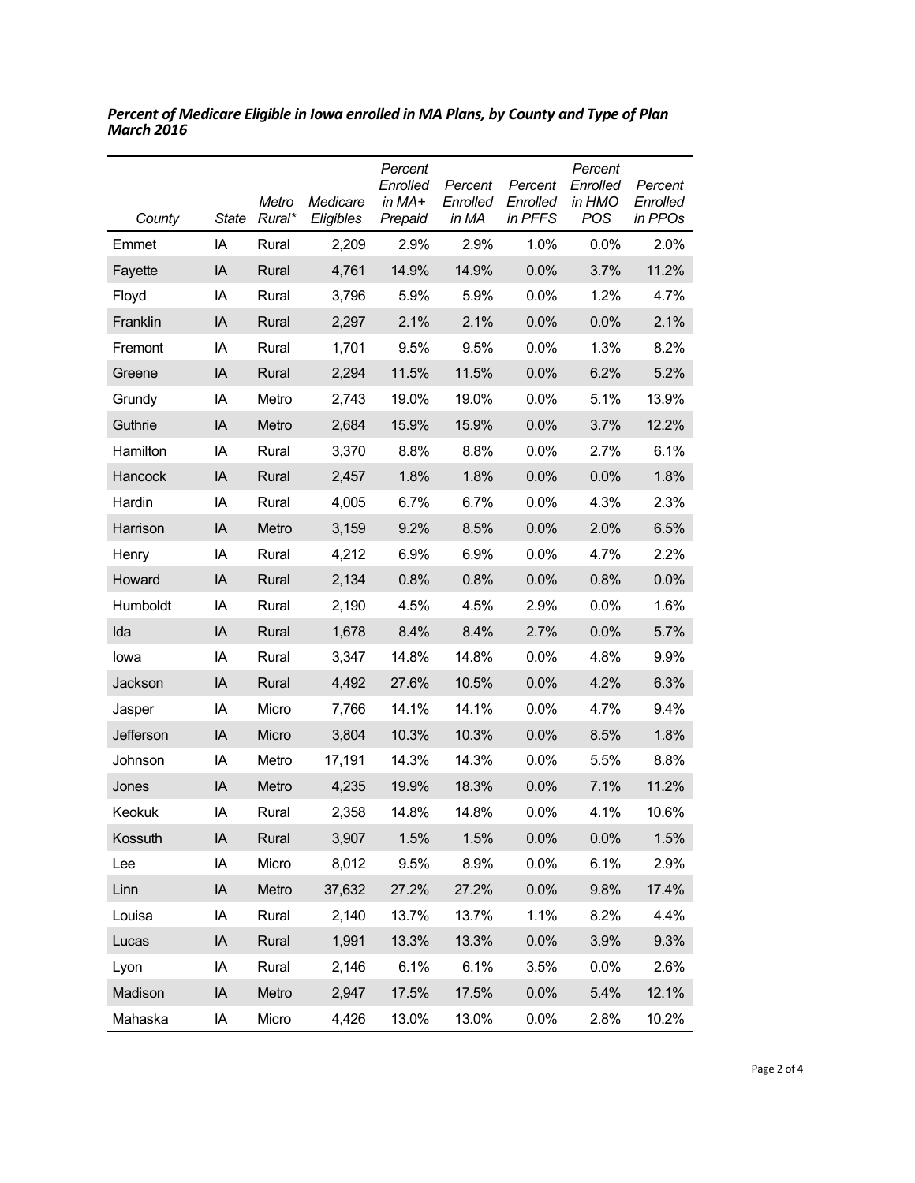***Percent of Medicare Eligible in Iowa enrolled in MA Plans, by County and Type of Plan March 2016***

| *County* | *State* | *Metro Rural** | *Medicare Eligibles* | *Percent Enrolled in MA+ Prepaid* | *Percent Enrolled in MA* | *Percent Enrolled in PFFS* | *Percent Enrolled in HMO POS* | *Percent Enrolled in PPOs* |
|---|---|---|---|---|---|---|---|---|
| Emmet | IA | Rural | 2,209 | 2.9% | 2.9% | 1.0% | 0.0% | 2.0% |
| Fayette | IA | Rural | 4,761 | 14.9% | 14.9% | 0.0% | 3.7% | 11.2% |
| Floyd | IA | Rural | 3,796 | 5.9% | 5.9% | 0.0% | 1.2% | 4.7% |
| Franklin | IA | Rural | 2,297 | 2.1% | 2.1% | 0.0% | 0.0% | 2.1% |
| Fremont | IA | Rural | 1,701 | 9.5% | 9.5% | 0.0% | 1.3% | 8.2% |
| Greene | IA | Rural | 2,294 | 11.5% | 11.5% | 0.0% | 6.2% | 5.2% |
| Grundy | IA | Metro | 2,743 | 19.0% | 19.0% | 0.0% | 5.1% | 13.9% |
| Guthrie | IA | Metro | 2,684 | 15.9% | 15.9% | 0.0% | 3.7% | 12.2% |
| Hamilton | IA | Rural | 3,370 | 8.8% | 8.8% | 0.0% | 2.7% | 6.1% |
| Hancock | IA | Rural | 2,457 | 1.8% | 1.8% | 0.0% | 0.0% | 1.8% |
| Hardin | IA | Rural | 4,005 | 6.7% | 6.7% | 0.0% | 4.3% | 2.3% |
| Harrison | IA | Metro | 3,159 | 9.2% | 8.5% | 0.0% | 2.0% | 6.5% |
| Henry | IA | Rural | 4,212 | 6.9% | 6.9% | 0.0% | 4.7% | 2.2% |
| Howard | IA | Rural | 2,134 | 0.8% | 0.8% | 0.0% | 0.8% | 0.0% |
| Humboldt | IA | Rural | 2,190 | 4.5% | 4.5% | 2.9% | 0.0% | 1.6% |
| Ida | IA | Rural | 1,678 | 8.4% | 8.4% | 2.7% | 0.0% | 5.7% |
| Iowa | IA | Rural | 3,347 | 14.8% | 14.8% | 0.0% | 4.8% | 9.9% |
| Jackson | IA | Rural | 4,492 | 27.6% | 10.5% | 0.0% | 4.2% | 6.3% |
| Jasper | IA | Micro | 7,766 | 14.1% | 14.1% | 0.0% | 4.7% | 9.4% |
| Jefferson | IA | Micro | 3,804 | 10.3% | 10.3% | 0.0% | 8.5% | 1.8% |
| Johnson | IA | Metro | 17,191 | 14.3% | 14.3% | 0.0% | 5.5% | 8.8% |
| Jones | IA | Metro | 4,235 | 19.9% | 18.3% | 0.0% | 7.1% | 11.2% |
| Keokuk | IA | Rural | 2,358 | 14.8% | 14.8% | 0.0% | 4.1% | 10.6% |
| Kossuth | IA | Rural | 3,907 | 1.5% | 1.5% | 0.0% | 0.0% | 1.5% |
| Lee | IA | Micro | 8,012 | 9.5% | 8.9% | 0.0% | 6.1% | 2.9% |
| Linn | IA | Metro | 37,632 | 27.2% | 27.2% | 0.0% | 9.8% | 17.4% |
| Louisa | IA | Rural | 2,140 | 13.7% | 13.7% | 1.1% | 8.2% | 4.4% |
| Lucas | IA | Rural | 1,991 | 13.3% | 13.3% | 0.0% | 3.9% | 9.3% |
| Lyon | IA | Rural | 2,146 | 6.1% | 6.1% | 3.5% | 0.0% | 2.6% |
| Madison | IA | Metro | 2,947 | 17.5% | 17.5% | 0.0% | 5.4% | 12.1% |
| Mahaska | IA | Micro | 4,426 | 13.0% | 13.0% | 0.0% | 2.8% | 10.2% |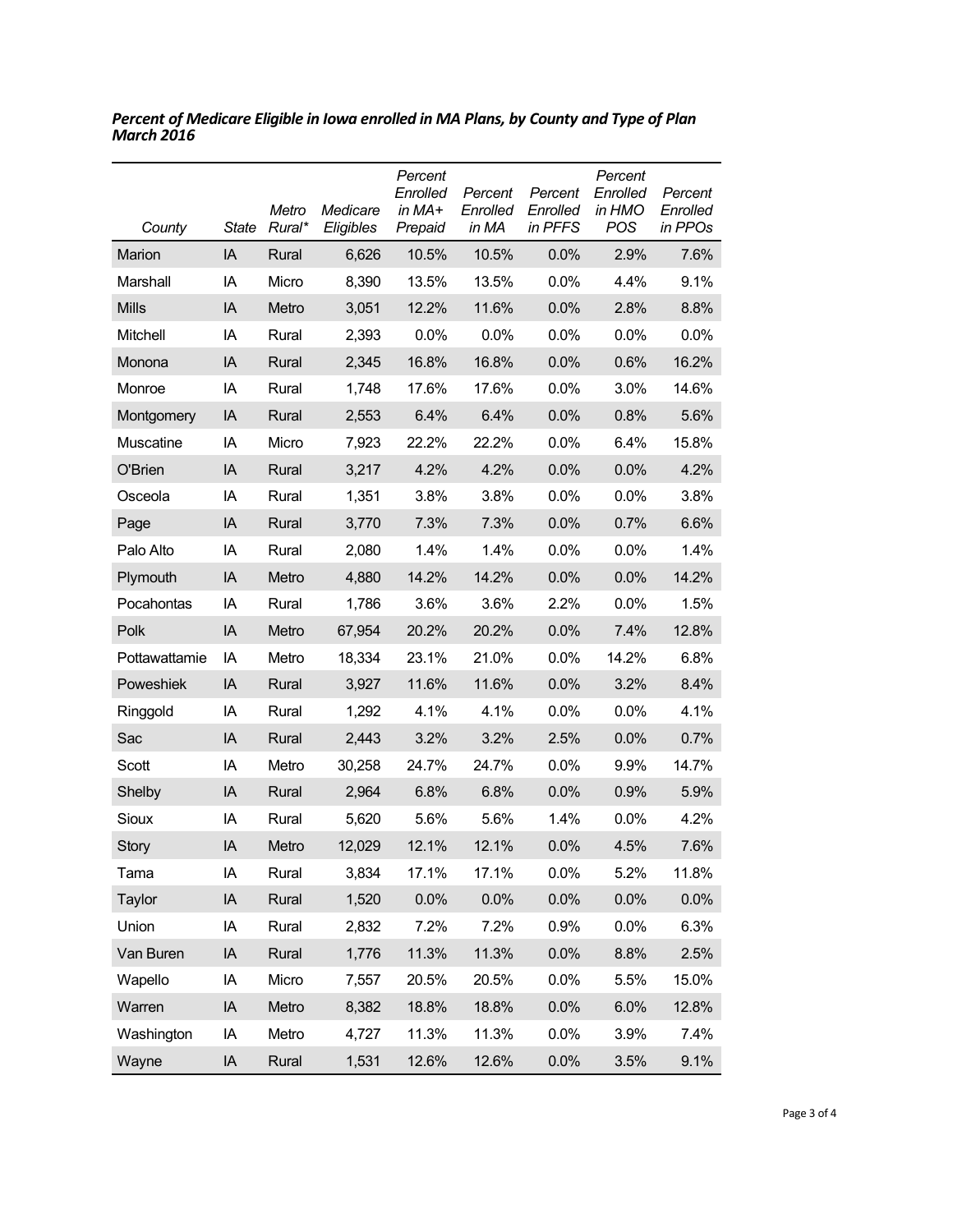***Percent of Medicare Eligible in Iowa enrolled in MA Plans, by County and Type of Plan***
***March 2016***

| *County* | *State* | *Metro Rural** | *Medicare Eligibles* | *Percent Enrolled in MA+ Prepaid* | *Percent Enrolled in MA* | *Percent Enrolled in PFFS* | *Percent Enrolled in HMO POS* | *Percent Enrolled in PPOs* |
|---|---|---|---|---|---|---|---|---|
| Marion | IA | Rural | 6,626 | 10.5% | 10.5% | 0.0% | 2.9% | 7.6% |
| Marshall | IA | Micro | 8,390 | 13.5% | 13.5% | 0.0% | 4.4% | 9.1% |
| Mills | IA | Metro | 3,051 | 12.2% | 11.6% | 0.0% | 2.8% | 8.8% |
| Mitchell | IA | Rural | 2,393 | 0.0% | 0.0% | 0.0% | 0.0% | 0.0% |
| Monona | IA | Rural | 2,345 | 16.8% | 16.8% | 0.0% | 0.6% | 16.2% |
| Monroe | IA | Rural | 1,748 | 17.6% | 17.6% | 0.0% | 3.0% | 14.6% |
| Montgomery | IA | Rural | 2,553 | 6.4% | 6.4% | 0.0% | 0.8% | 5.6% |
| Muscatine | IA | Micro | 7,923 | 22.2% | 22.2% | 0.0% | 6.4% | 15.8% |
| O'Brien | IA | Rural | 3,217 | 4.2% | 4.2% | 0.0% | 0.0% | 4.2% |
| Osceola | IA | Rural | 1,351 | 3.8% | 3.8% | 0.0% | 0.0% | 3.8% |
| Page | IA | Rural | 3,770 | 7.3% | 7.3% | 0.0% | 0.7% | 6.6% |
| Palo Alto | IA | Rural | 2,080 | 1.4% | 1.4% | 0.0% | 0.0% | 1.4% |
| Plymouth | IA | Metro | 4,880 | 14.2% | 14.2% | 0.0% | 0.0% | 14.2% |
| Pocahontas | IA | Rural | 1,786 | 3.6% | 3.6% | 2.2% | 0.0% | 1.5% |
| Polk | IA | Metro | 67,954 | 20.2% | 20.2% | 0.0% | 7.4% | 12.8% |
| Pottawattamie | IA | Metro | 18,334 | 23.1% | 21.0% | 0.0% | 14.2% | 6.8% |
| Poweshiek | IA | Rural | 3,927 | 11.6% | 11.6% | 0.0% | 3.2% | 8.4% |
| Ringgold | IA | Rural | 1,292 | 4.1% | 4.1% | 0.0% | 0.0% | 4.1% |
| Sac | IA | Rural | 2,443 | 3.2% | 3.2% | 2.5% | 0.0% | 0.7% |
| Scott | IA | Metro | 30,258 | 24.7% | 24.7% | 0.0% | 9.9% | 14.7% |
| Shelby | IA | Rural | 2,964 | 6.8% | 6.8% | 0.0% | 0.9% | 5.9% |
| Sioux | IA | Rural | 5,620 | 5.6% | 5.6% | 1.4% | 0.0% | 4.2% |
| Story | IA | Metro | 12,029 | 12.1% | 12.1% | 0.0% | 4.5% | 7.6% |
| Tama | IA | Rural | 3,834 | 17.1% | 17.1% | 0.0% | 5.2% | 11.8% |
| Taylor | IA | Rural | 1,520 | 0.0% | 0.0% | 0.0% | 0.0% | 0.0% |
| Union | IA | Rural | 2,832 | 7.2% | 7.2% | 0.9% | 0.0% | 6.3% |
| Van Buren | IA | Rural | 1,776 | 11.3% | 11.3% | 0.0% | 8.8% | 2.5% |
| Wapello | IA | Micro | 7,557 | 20.5% | 20.5% | 0.0% | 5.5% | 15.0% |
| Warren | IA | Metro | 8,382 | 18.8% | 18.8% | 0.0% | 6.0% | 12.8% |
| Washington | IA | Metro | 4,727 | 11.3% | 11.3% | 0.0% | 3.9% | 7.4% |
| Wayne | IA | Rural | 1,531 | 12.6% | 12.6% | 0.0% | 3.5% | 9.1% |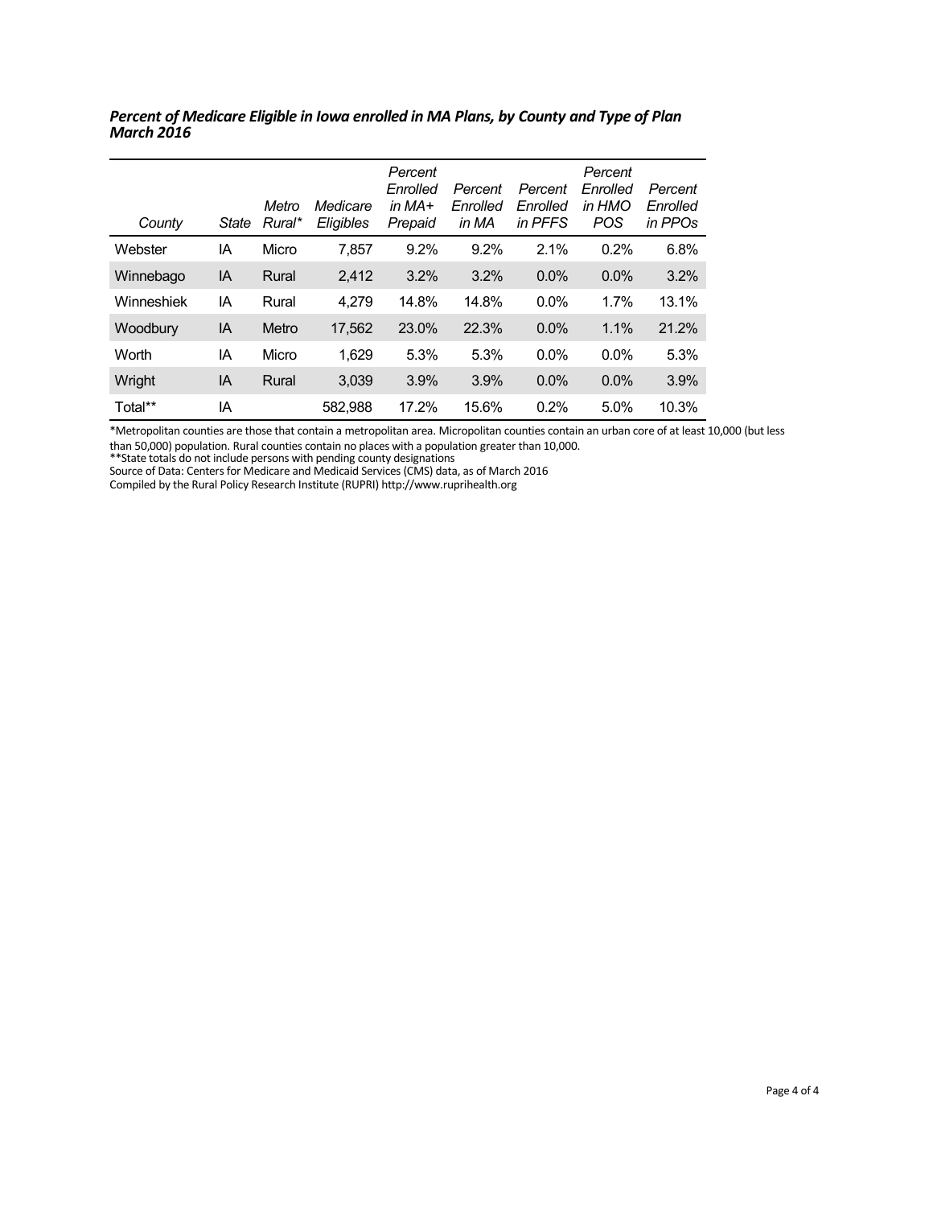***Percent of Medicare Eligible in Iowa enrolled in MA Plans, by County and Type of Plan March 2016***

| *County* | *State* | *Metro Rural** | *Medicare Eligibles* | *Percent Enrolled in MA+ Prepaid* | *Percent Enrolled in MA* | *Percent Enrolled in PFFS* | *Percent Enrolled in HMO POS* | *Percent Enrolled in PPOs* |
|---|---|---|---|---|---|---|---|---|
| Webster | IA | Micro | 7,857 | 9.2% | 9.2% | 2.1% | 0.2% | 6.8% |
| Winnebago | IA | Rural | 2,412 | 3.2% | 3.2% | 0.0% | 0.0% | 3.2% |
| Winneshiek | IA | Rural | 4,279 | 14.8% | 14.8% | 0.0% | 1.7% | 13.1% |
| Woodbury | IA | Metro | 17,562 | 23.0% | 22.3% | 0.0% | 1.1% | 21.2% |
| Worth | IA | Micro | 1,629 | 5.3% | 5.3% | 0.0% | 0.0% | 5.3% |
| Wright | IA | Rural | 3,039 | 3.9% | 3.9% | 0.0% | 0.0% | 3.9% |
| Total** | IA | | 582,988 | 17.2% | 15.6% | 0.2% | 5.0% | 10.3% |

*Metropolitan counties are those that contain a metropolitan area. Micropolitan counties contain an urban core of at least 10,000 (but less than 50,000) population. Rural counties contain no places with a population greater than 10,000.
**State totals do not include persons with pending county designations
Source of Data: Centers for Medicare and Medicaid Services (CMS) data, as of March 2016
Compiled by the Rural Policy Research Institute (RUPRI) http://www.ruprihealth.org